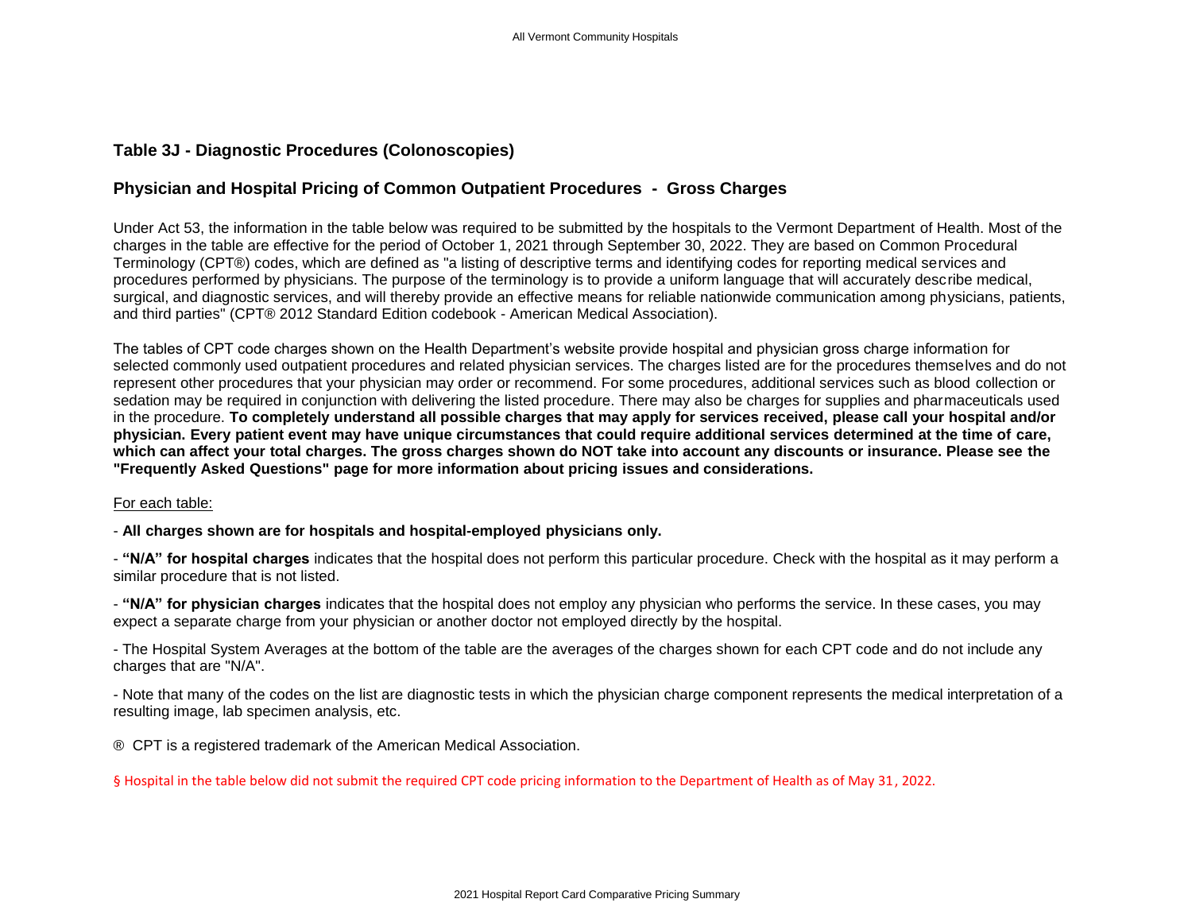## Table 3J - Diagnostic Procedures (Colonoscopies)

## Physician and Hospital Pricing of Common Outpatient Procedures - Gross Charges

Under Act 53, the information in the table below was required to be submitted by the hospitals to the Vermont Department of Health. Most of the charges in the table are effective for the period of October 1, 2021 through September 30, 2022. They are based on Common Procedural Terminology (CPT®) codes, which are defined as "a listing of descriptive terms and identifying codes for reporting medical services and procedures performed by physicians. The purpose of the terminology is to provide a uniform language that will accurately describe medical, surgical, and diagnostic services, and will thereby provide an effective means for reliable nationwide communication among physicians, patients, and third parties" (CPT® 2012 Standard Edition codebook - American Medical Association).

The tables of CPT code charges shown on the Health Department's website provide hospital and physician gross charge information for selected commonly used outpatient procedures and related physician services. The charges listed are for the procedures themselves and do not represent other procedures that your physician may order or recommend. For some procedures, additional services such as blood collection or sedation may be required in conjunction with delivering the listed procedure. There may also be charges for supplies and pharmaceuticals used in the procedure. **To completely understand all possible charges that may apply for services received, please call your hospital and/or physician. Every patient event may have unique circumstances that could require additional services determined at the time of care, which can affect your total charges. The gross charges shown do NOT take into account any discounts or insurance. Please see the "Frequently Asked Questions" page for more information about pricing issues and considerations.**

For each table:

- **All charges shown are for hospitals and hospital-employed physicians only.**

- **"N/A" for hospital charges** indicates that the hospital does not perform this particular procedure. Check with the hospital as it may perform a similar procedure that is not listed.

- **"N/A" for physician charges** indicates that the hospital does not employ any physician who performs the service. In these cases, you may expect a separate charge from your physician or another doctor not employed directly by the hospital.

- The Hospital System Averages at the bottom of the table are the averages of the charges shown for each CPT code and do not include any charges that are "N/A".

- Note that many of the codes on the list are diagnostic tests in which the physician charge component represents the medical interpretation of a resulting image, lab specimen analysis, etc.

® CPT is a registered trademark of the American Medical Association.

§ Hospital in the table below did not submit the required CPT code pricing information to the Department of Health as of May 31, 2022.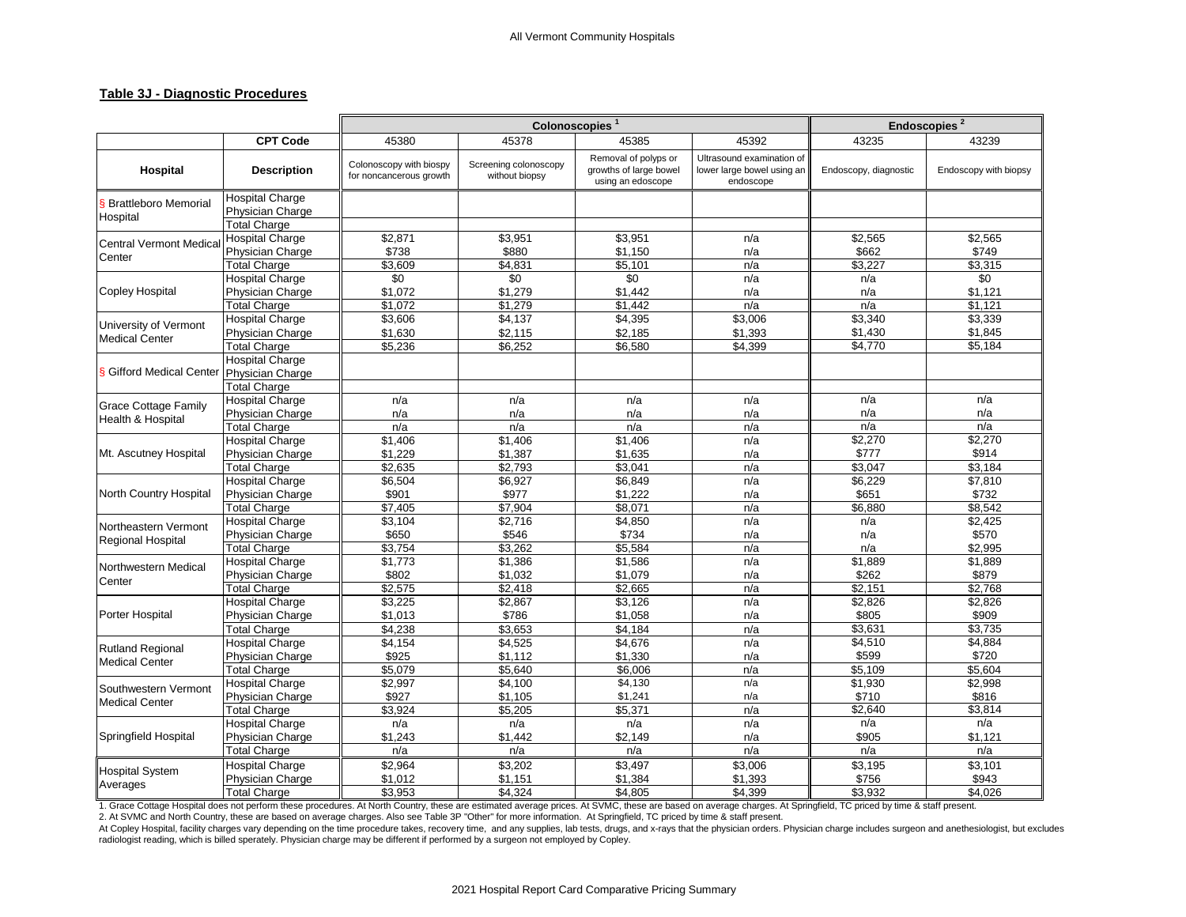All Vermont Community Hospitals

## Table 3J - Diagnostic Procedures

| | | Colonoscopies [1] | | | | Endoscopies [2] | |
|---|---|---|---|---|---|---|---|
| | **CPT Code** | 45380 | 45378 | 45385 | 45392 | 43235 | 43239 |
| **Hospital** | **Description** | Colonoscopy with biospy for noncancerous growth | Screening colonoscopy without biopsy | Removal of polyps or growths of large bowel using an edoscope | Ultrasound examination of lower large bowel using an endoscope | Endoscopy, diagnostic | Endoscopy with biopsy |
| § Brattleboro Memorial Hospital | Hospital Charge | | | | | | |
| | Physician Charge | | | | | | |
| | Total Charge | | | | | | |
| Central Vermont Medical Center | Hospital Charge | $2,871 | $3,951 | $3,951 | n/a | $2,565 | $2,565 |
| | Physician Charge | $738 | $880 | $1,150 | n/a | $662 | $749 |
| | Total Charge | $3,609 | $4,831 | $5,101 | n/a | $3,227 | $3,315 |
| Copley Hospital | Hospital Charge | $0 | $0 | $0 | n/a | n/a | $0 |
| | Physician Charge | $1,072 | $1,279 | $1,442 | n/a | n/a | $1,121 |
| | Total Charge | $1,072 | $1,279 | $1,442 | n/a | n/a | $1,121 |
| University of Vermont Medical Center | Hospital Charge | $3,606 | $4,137 | $4,395 | $3,006 | $3,340 | $3,339 |
| | Physician Charge | $1,630 | $2,115 | $2,185 | $1,393 | $1,430 | $1,845 |
| | Total Charge | $5,236 | $6,252 | $6,580 | $4,399 | $4,770 | $5,184 |
| § Gifford Medical Center | Hospital Charge | | | | | | |
| | Physician Charge | | | | | | |
| | Total Charge | | | | | | |
| Grace Cottage Family Health & Hospital | Hospital Charge | n/a | n/a | n/a | n/a | n/a | n/a |
| | Physician Charge | n/a | n/a | n/a | n/a | n/a | n/a |
| | Total Charge | n/a | n/a | n/a | n/a | n/a | n/a |
| Mt. Ascutney Hospital | Hospital Charge | $1,406 | $1,406 | $1,406 | n/a | $2,270 | $2,270 |
| | Physician Charge | $1,229 | $1,387 | $1,635 | n/a | $777 | $914 |
| | Total Charge | $2,635 | $2,793 | $3,041 | n/a | $3,047 | $3,184 |
| North Country Hospital | Hospital Charge | $6,504 | $6,927 | $6,849 | n/a | $6,229 | $7,810 |
| | Physician Charge | $901 | $977 | $1,222 | n/a | $651 | $732 |
| | Total Charge | $7,405 | $7,904 | $8,071 | n/a | $6,880 | $8,542 |
| Northeastern Vermont Regional Hospital | Hospital Charge | $3,104 | $2,716 | $4,850 | n/a | n/a | $2,425 |
| | Physician Charge | $650 | $546 | $734 | n/a | n/a | $570 |
| | Total Charge | $3,754 | $3,262 | $5,584 | n/a | n/a | $2,995 |
| Northwestern Medical Center | Hospital Charge | $1,773 | $1,386 | $1,586 | n/a | $1,889 | $1,889 |
| | Physician Charge | $802 | $1,032 | $1,079 | n/a | $262 | $879 |
| | Total Charge | $2,575 | $2,418 | $2,665 | n/a | $2,151 | $2,768 |
| Porter Hospital | Hospital Charge | $3,225 | $2,867 | $3,126 | n/a | $2,826 | $2,826 |
| | Physician Charge | $1,013 | $786 | $1,058 | n/a | $805 | $909 |
| | Total Charge | $4,238 | $3,653 | $4,184 | n/a | $3,631 | $3,735 |
| Rutland Regional Medical Center | Hospital Charge | $4,154 | $4,525 | $4,676 | n/a | $4,510 | $4,884 |
| | Physician Charge | $925 | $1,112 | $1,330 | n/a | $599 | $720 |
| | Total Charge | $5,079 | $5,640 | $6,006 | n/a | $5,109 | $5,604 |
| Southwestern Vermont Medical Center | Hospital Charge | $2,997 | $4,100 | $4,130 | n/a | $1,930 | $2,998 |
| | Physician Charge | $927 | $1,105 | $1,241 | n/a | $710 | $816 |
| | Total Charge | $3,924 | $5,205 | $5,371 | n/a | $2,640 | $3,814 |
| Springfield Hospital | Hospital Charge | n/a | n/a | n/a | n/a | n/a | n/a |
| | Physician Charge | $1,243 | $1,442 | $2,149 | n/a | $905 | $1,121 |
| | Total Charge | n/a | n/a | n/a | n/a | n/a | n/a |
| Hospital System Averages | Hospital Charge | $2,964 | $3,202 | $3,497 | $3,006 | $3,195 | $3,101 |
| | Physician Charge | $1,012 | $1,151 | $1,384 | $1,393 | $756 | $943 |
| | Total Charge | $3,953 | $4,324 | $4,805 | $4,399 | $3,932 | $4,026 |

1. Grace Cottage Hospital does not perform these procedures. At North Country, these are estimated average prices. At SVMC, these are based on average charges. At Springfield, TC priced by time & staff present.

2. At SVMC and North Country, these are based on average charges. Also see Table 3P "Other" for more information. At Springfield, TC priced by time & staff present.

At Copley Hospital, facility charges vary depending on the time procedure takes, recovery time, and any supplies, lab tests, drugs, and x-rays that the physician orders. Physician charge includes surgeon and anethesiologist, but excludes radiologist reading, which is billed sperately. Physician charge may be different if performed by a surgeon not employed by Copley.